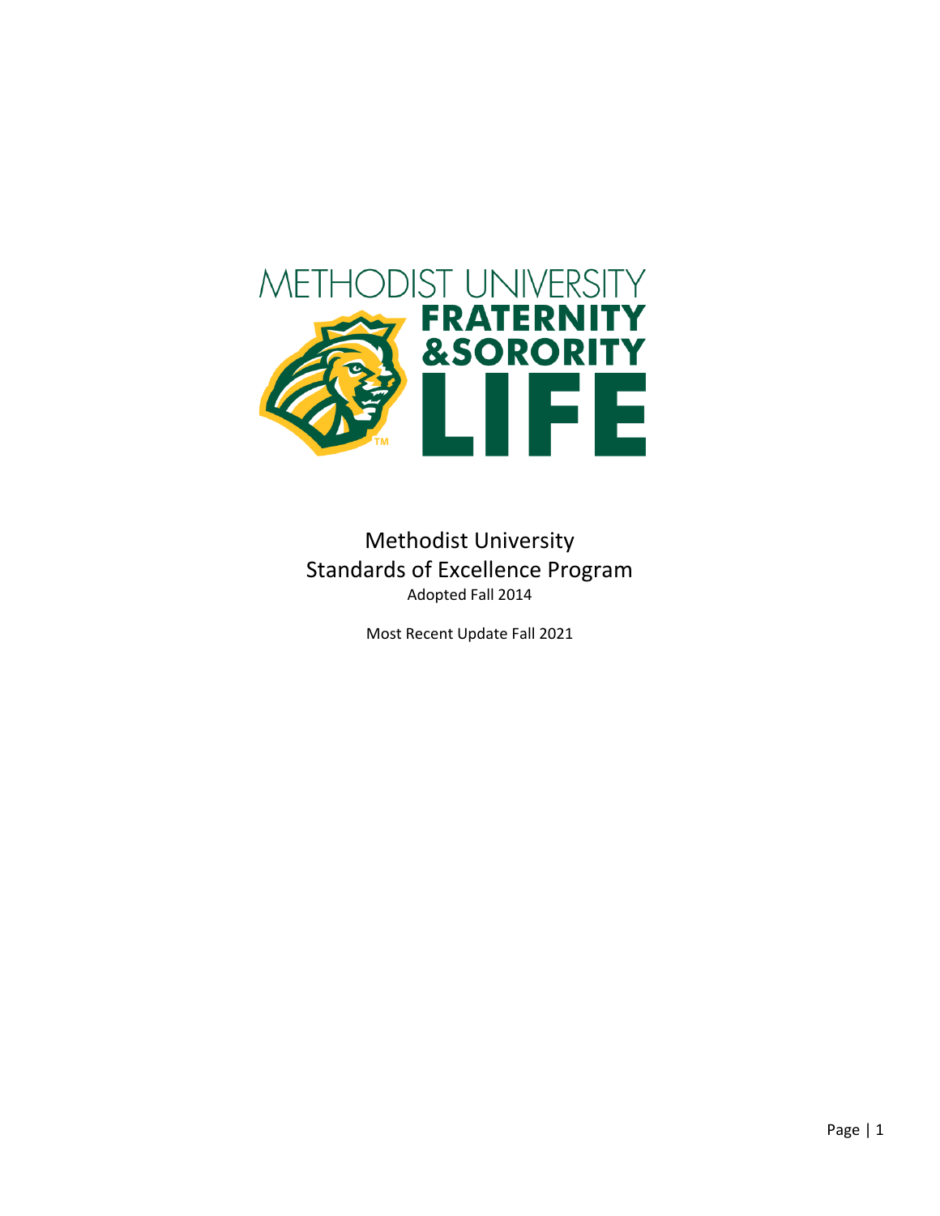METHODIST UNIVERSITY
FRATERNITY &SORORITY LIFE

# Methodist University Standards of Excellence Program

Adopted Fall 2014

Most Recent Update Fall 2021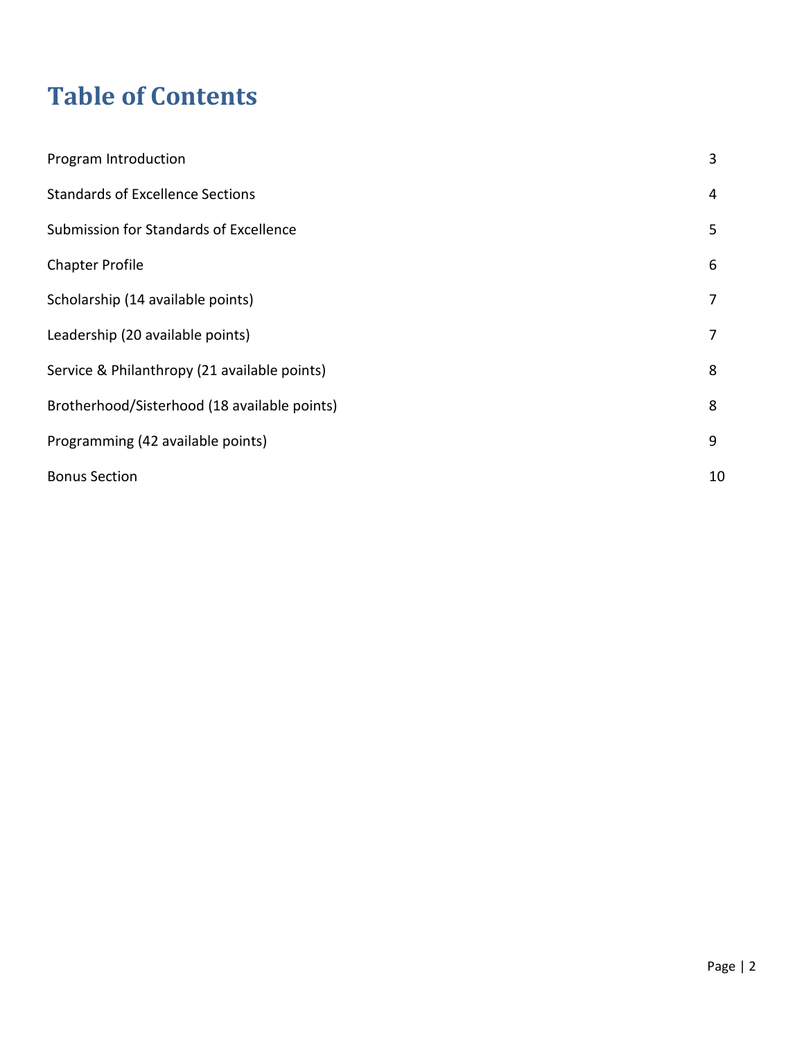# Table of Contents

| | |
|---|---|
| Program Introduction | 3 |
| Standards of Excellence Sections | 4 |
| Submission for Standards of Excellence | 5 |
| Chapter Profile | 6 |
| Scholarship (14 available points) | 7 |
| Leadership (20 available points) | 7 |
| Service & Philanthropy (21 available points) | 8 |
| Brotherhood/Sisterhood (18 available points) | 8 |
| Programming (42 available points) | 9 |
| Bonus Section | 10 |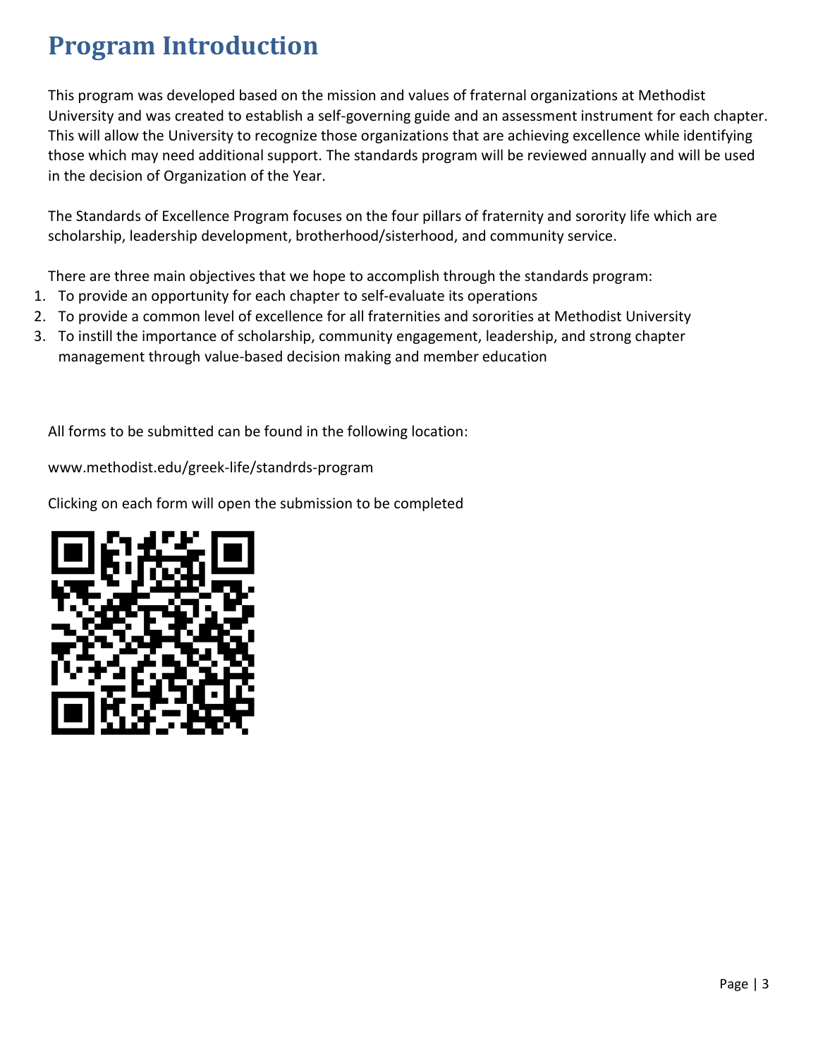# Program Introduction

This program was developed based on the mission and values of fraternal organizations at Methodist University and was created to establish a self-governing guide and an assessment instrument for each chapter. This will allow the University to recognize those organizations that are achieving excellence while identifying those which may need additional support. The standards program will be reviewed annually and will be used in the decision of Organization of the Year.

The Standards of Excellence Program focuses on the four pillars of fraternity and sorority life which are scholarship, leadership development, brotherhood/sisterhood, and community service.

There are three main objectives that we hope to accomplish through the standards program:

1. To provide an opportunity for each chapter to self-evaluate its operations
2. To provide a common level of excellence for all fraternities and sororities at Methodist University
3. To instill the importance of scholarship, community engagement, leadership, and strong chapter management through value-based decision making and member education

All forms to be submitted can be found in the following location:

www.methodist.edu/greek-life/standrds-program

Clicking on each form will open the submission to be completed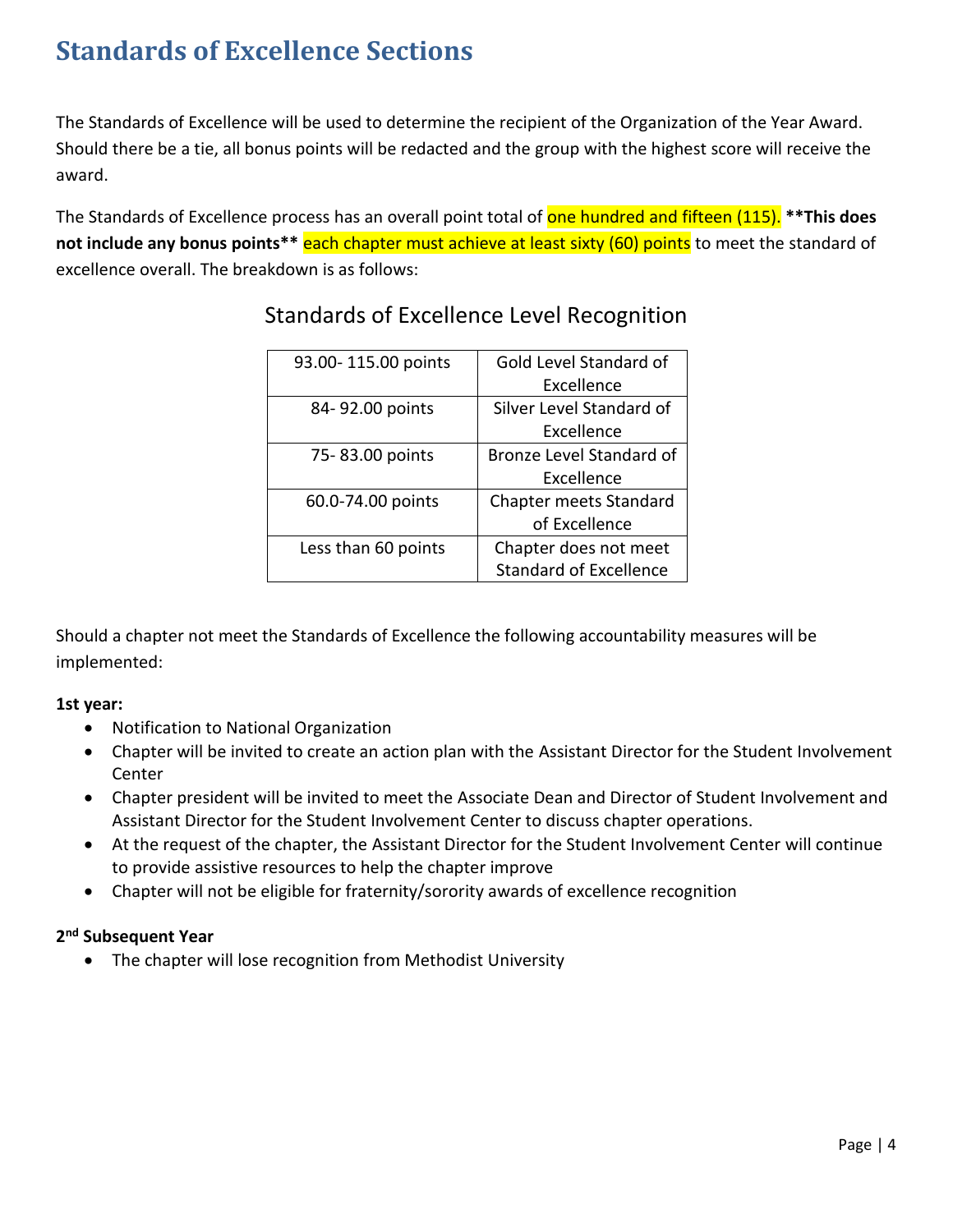# Standards of Excellence Sections

The Standards of Excellence will be used to determine the recipient of the Organization of the Year Award. Should there be a tie, all bonus points will be redacted and the group with the highest score will receive the award.

The Standards of Excellence process has an overall point total of one hundred and fifteen (115). **\*\*This does not include any bonus points\*\*** each chapter must achieve at least sixty (60) points to meet the standard of excellence overall. The breakdown is as follows:

## Standards of Excellence Level Recognition

| | |
|---|---|
| 93.00- 115.00 points | Gold Level Standard of Excellence |
| 84- 92.00 points | Silver Level Standard of Excellence |
| 75- 83.00 points | Bronze Level Standard of Excellence |
| 60.0-74.00 points | Chapter meets Standard of Excellence |
| Less than 60 points | Chapter does not meet Standard of Excellence |

Should a chapter not meet the Standards of Excellence the following accountability measures will be implemented:

**1st year:**

- Notification to National Organization
- Chapter will be invited to create an action plan with the Assistant Director for the Student Involvement Center
- Chapter president will be invited to meet the Associate Dean and Director of Student Involvement and Assistant Director for the Student Involvement Center to discuss chapter operations.
- At the request of the chapter, the Assistant Director for the Student Involvement Center will continue to provide assistive resources to help the chapter improve
- Chapter will not be eligible for fraternity/sorority awards of excellence recognition

**2nd Subsequent Year**

- The chapter will lose recognition from Methodist University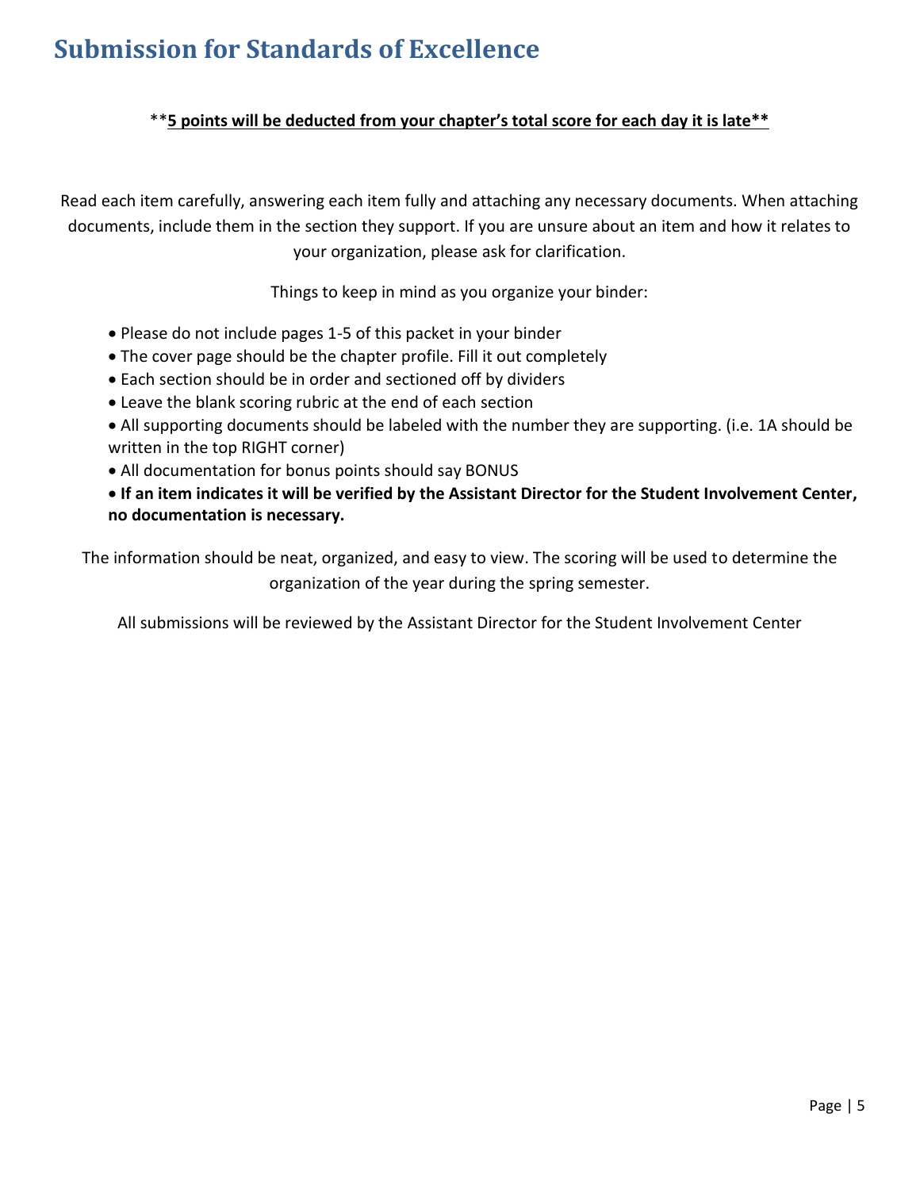# Submission for Standards of Excellence

****5 points will be deducted from your chapter's total score for each day it is late****

Read each item carefully, answering each item fully and attaching any necessary documents. When attaching documents, include them in the section they support. If you are unsure about an item and how it relates to your organization, please ask for clarification.

Things to keep in mind as you organize your binder:

- Please do not include pages 1-5 of this packet in your binder
- The cover page should be the chapter profile. Fill it out completely
- Each section should be in order and sectioned off by dividers
- Leave the blank scoring rubric at the end of each section
- All supporting documents should be labeled with the number they are supporting. (i.e. 1A should be written in the top RIGHT corner)
- All documentation for bonus points should say BONUS
- **If an item indicates it will be verified by the Assistant Director for the Student Involvement Center, no documentation is necessary.**

The information should be neat, organized, and easy to view. The scoring will be used to determine the organization of the year during the spring semester.

All submissions will be reviewed by the Assistant Director for the Student Involvement Center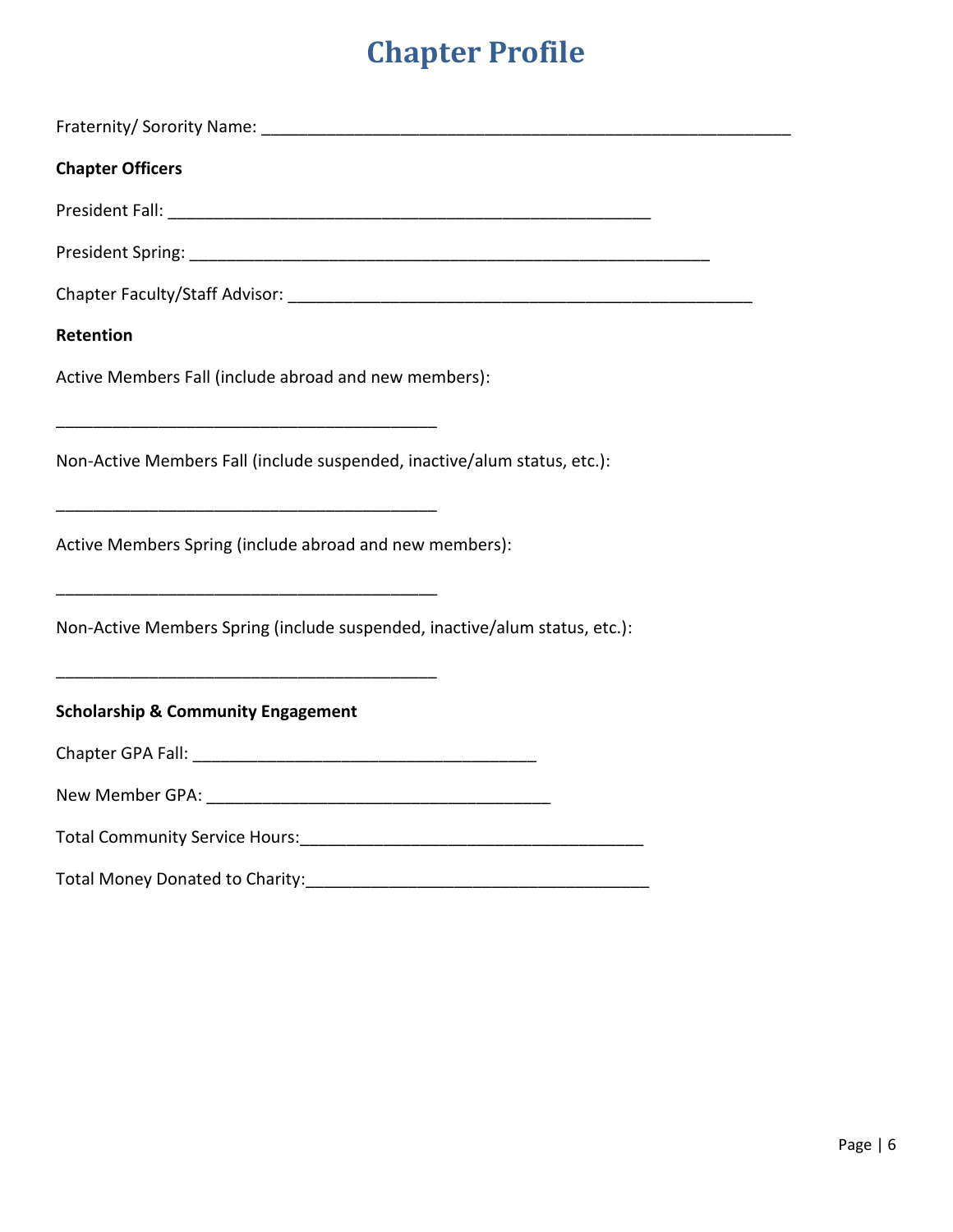# Chapter Profile

Fraternity/ Sorority Name: ___________________________________________________________

**Chapter Officers**

President Fall: _______________________________________________________

President Spring: ___________________________________________________________

Chapter Faculty/Staff Advisor: _____________________________________________________

**Retention**

Active Members Fall (include abroad and new members):

___________________________________________

Non-Active Members Fall (include suspended, inactive/alum status, etc.):

___________________________________________

Active Members Spring (include abroad and new members):

___________________________________________

Non-Active Members Spring (include suspended, inactive/alum status, etc.):

___________________________________________

**Scholarship & Community Engagement**

Chapter GPA Fall: _______________________________________

New Member GPA: _______________________________________

Total Community Service Hours:_______________________________________

Total Money Donated to Charity:_______________________________________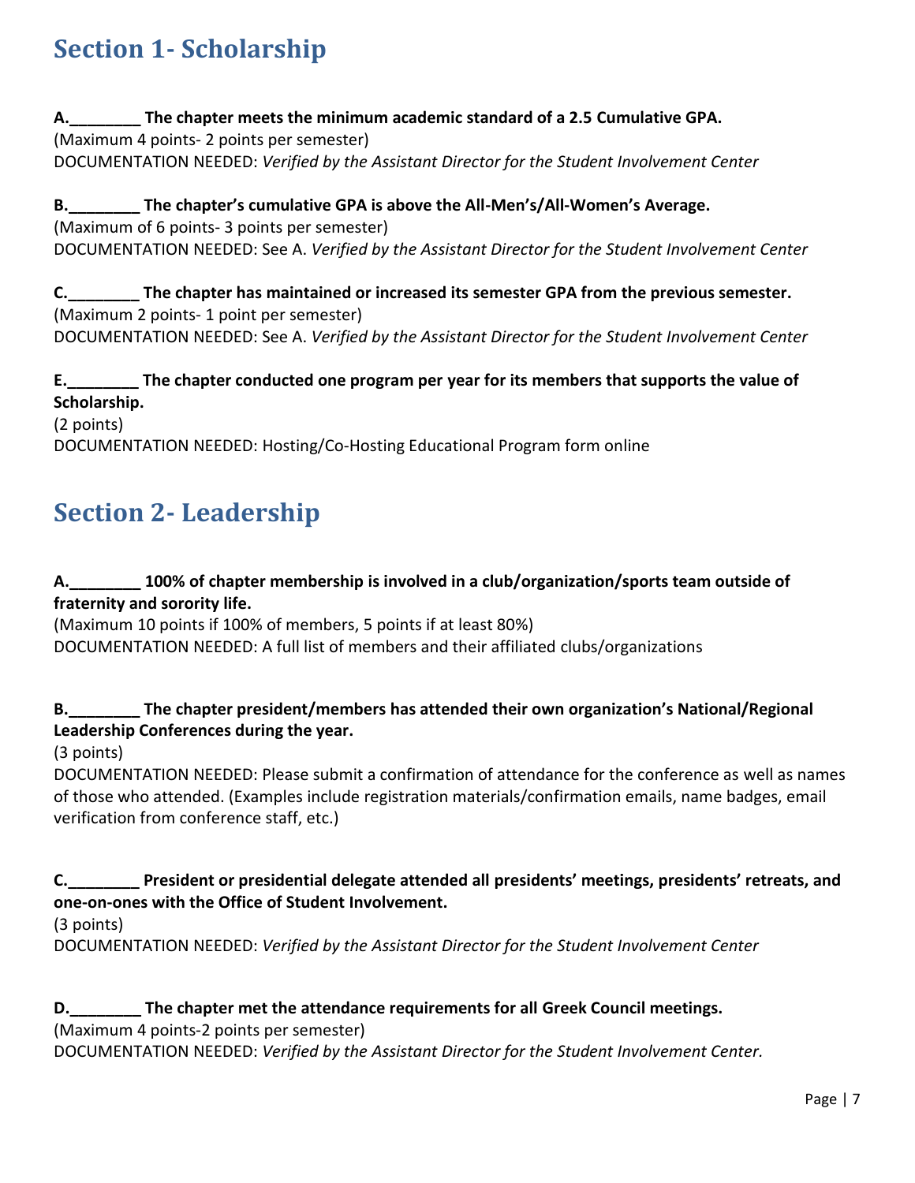# Section 1- Scholarship

**A.________ The chapter meets the minimum academic standard of a 2.5 Cumulative GPA.**
(Maximum 4 points- 2 points per semester)
DOCUMENTATION NEEDED: *Verified by the Assistant Director for the Student Involvement Center*

**B.________ The chapter's cumulative GPA is above the All-Men's/All-Women's Average.**
(Maximum of 6 points- 3 points per semester)
DOCUMENTATION NEEDED: See A. *Verified by the Assistant Director for the Student Involvement Center*

**C.________ The chapter has maintained or increased its semester GPA from the previous semester.**
(Maximum 2 points- 1 point per semester)
DOCUMENTATION NEEDED: See A. *Verified by the Assistant Director for the Student Involvement Center*

**E.________ The chapter conducted one program per year for its members that supports the value of Scholarship.**
(2 points)
DOCUMENTATION NEEDED: Hosting/Co-Hosting Educational Program form online

# Section 2- Leadership

**A.________ 100% of chapter membership is involved in a club/organization/sports team outside of fraternity and sorority life.**
(Maximum 10 points if 100% of members, 5 points if at least 80%)
DOCUMENTATION NEEDED: A full list of members and their affiliated clubs/organizations

**B.________ The chapter president/members has attended their own organization's National/Regional Leadership Conferences during the year.**
(3 points)
DOCUMENTATION NEEDED: Please submit a confirmation of attendance for the conference as well as names of those who attended. (Examples include registration materials/confirmation emails, name badges, email verification from conference staff, etc.)

**C.________ President or presidential delegate attended all presidents' meetings, presidents' retreats, and one-on-ones with the Office of Student Involvement.**
(3 points)
DOCUMENTATION NEEDED: *Verified by the Assistant Director for the Student Involvement Center*

**D.________ The chapter met the attendance requirements for all Greek Council meetings.**
(Maximum 4 points-2 points per semester)
DOCUMENTATION NEEDED: *Verified by the Assistant Director for the Student Involvement Center.*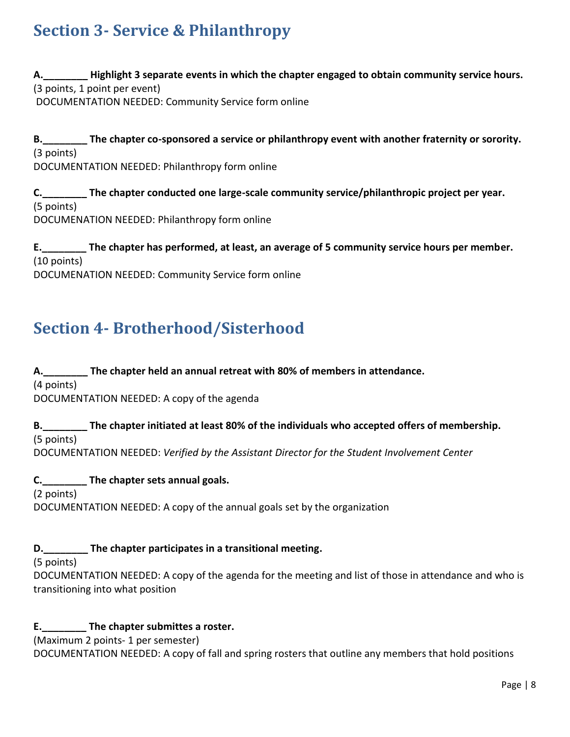## Section 3- Service & Philanthropy

**A.________ Highlight 3 separate events in which the chapter engaged to obtain community service hours.**
(3 points, 1 point per event)
DOCUMENTATION NEEDED: Community Service form online

**B.________ The chapter co-sponsored a service or philanthropy event with another fraternity or sorority.**
(3 points)
DOCUMENTATION NEEDED: Philanthropy form online

**C.________ The chapter conducted one large-scale community service/philanthropic project per year.**
(5 points)
DOCUMENATION NEEDED: Philanthropy form online

**E.________ The chapter has performed, at least, an average of 5 community service hours per member.**
(10 points)
DOCUMENATION NEEDED: Community Service form online

## Section 4- Brotherhood/Sisterhood

**A.________ The chapter held an annual retreat with 80% of members in attendance.**
(4 points)
DOCUMENTATION NEEDED: A copy of the agenda

**B.________ The chapter initiated at least 80% of the individuals who accepted offers of membership.**
(5 points)
DOCUMENTATION NEEDED: *Verified by the Assistant Director for the Student Involvement Center*

**C.________ The chapter sets annual goals.**
(2 points)
DOCUMENTATION NEEDED: A copy of the annual goals set by the organization

**D.________ The chapter participates in a transitional meeting.**
(5 points)
DOCUMENTATION NEEDED: A copy of the agenda for the meeting and list of those in attendance and who is transitioning into what position

**E.________ The chapter submittes a roster.**
(Maximum 2 points- 1 per semester)
DOCUMENTATION NEEDED: A copy of fall and spring rosters that outline any members that hold positions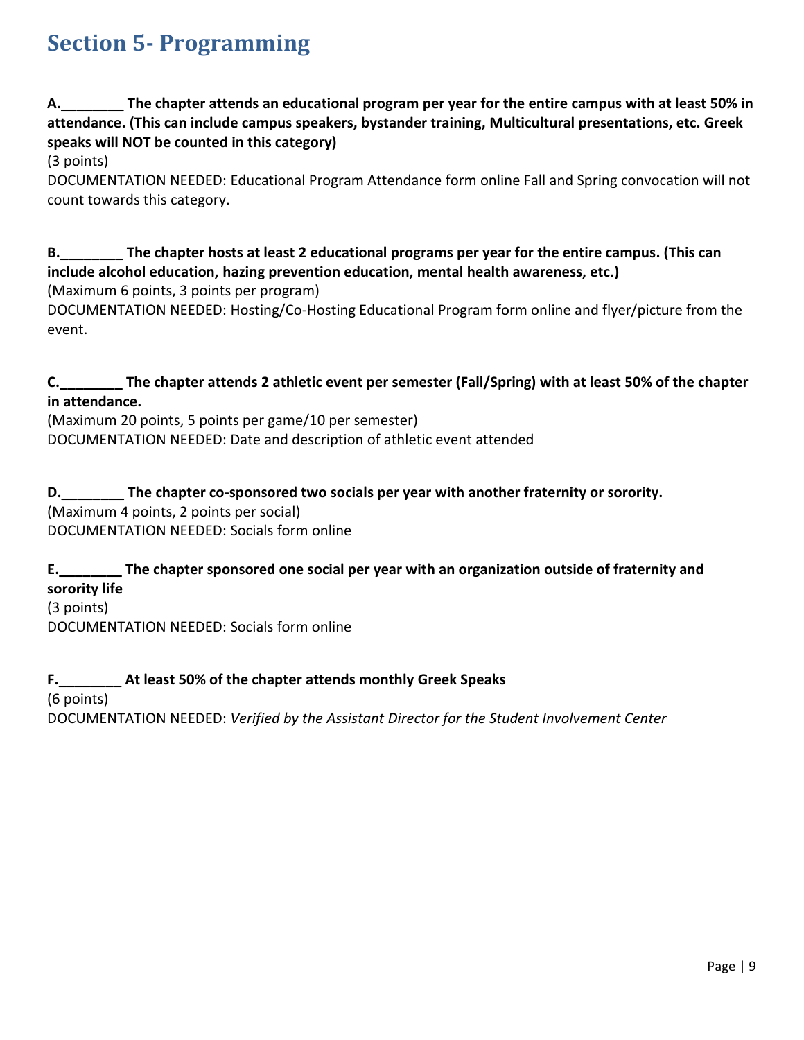# Section 5- Programming

**A.________ The chapter attends an educational program per year for the entire campus with at least 50% in attendance. (This can include campus speakers, bystander training, Multicultural presentations, etc. Greek speaks will NOT be counted in this category)**

(3 points)

DOCUMENTATION NEEDED: Educational Program Attendance form online Fall and Spring convocation will not count towards this category.

**B.________ The chapter hosts at least 2 educational programs per year for the entire campus. (This can include alcohol education, hazing prevention education, mental health awareness, etc.)**

(Maximum 6 points, 3 points per program)

DOCUMENTATION NEEDED: Hosting/Co-Hosting Educational Program form online and flyer/picture from the event.

**C.________ The chapter attends 2 athletic event per semester (Fall/Spring) with at least 50% of the chapter in attendance.**

(Maximum 20 points, 5 points per game/10 per semester)

DOCUMENTATION NEEDED: Date and description of athletic event attended

**D.________ The chapter co-sponsored two socials per year with another fraternity or sorority.**

(Maximum 4 points, 2 points per social)

DOCUMENTATION NEEDED: Socials form online

**E.________ The chapter sponsored one social per year with an organization outside of fraternity and sorority life**

(3 points)

DOCUMENTATION NEEDED: Socials form online

**F.________ At least 50% of the chapter attends monthly Greek Speaks**

(6 points)

DOCUMENTATION NEEDED: *Verified by the Assistant Director for the Student Involvement Center*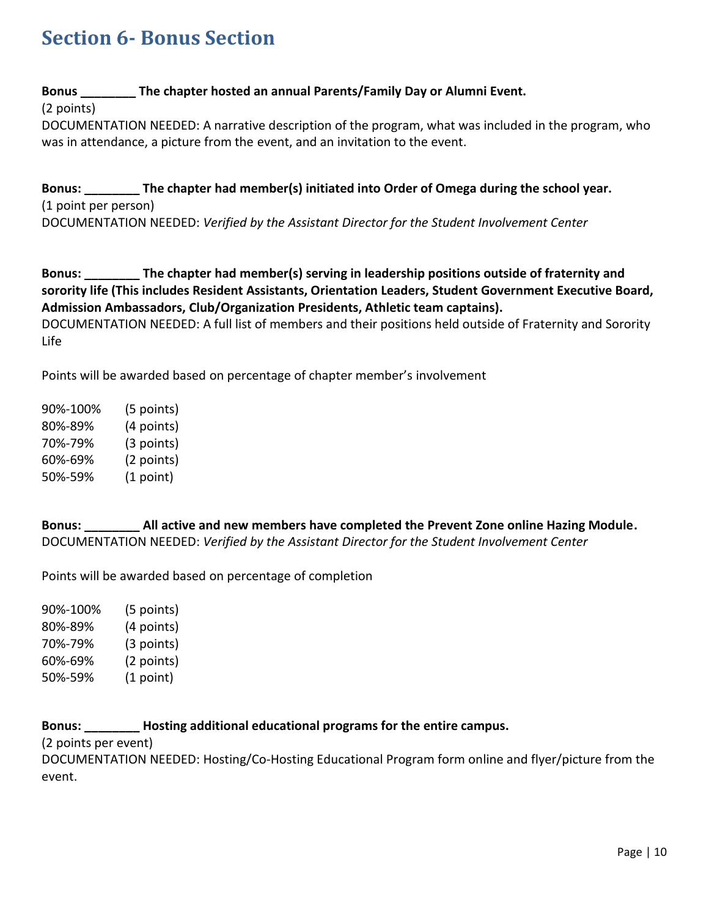# Section 6- Bonus Section

**Bonus ________ The chapter hosted an annual Parents/Family Day or Alumni Event.**

(2 points)

DOCUMENTATION NEEDED: A narrative description of the program, what was included in the program, who was in attendance, a picture from the event, and an invitation to the event.

**Bonus: ________ The chapter had member(s) initiated into Order of Omega during the school year.**

(1 point per person)

DOCUMENTATION NEEDED: *Verified by the Assistant Director for the Student Involvement Center*

**Bonus: ________ The chapter had member(s) serving in leadership positions outside of fraternity and sorority life (This includes Resident Assistants, Orientation Leaders, Student Government Executive Board, Admission Ambassadors, Club/Organization Presidents, Athletic team captains).**

DOCUMENTATION NEEDED: A full list of members and their positions held outside of Fraternity and Sorority Life

Points will be awarded based on percentage of chapter member's involvement

90%-100% (5 points)
80%-89% (4 points)
70%-79% (3 points)
60%-69% (2 points)
50%-59% (1 point)

**Bonus: ________ All active and new members have completed the Prevent Zone online Hazing Module.**

DOCUMENTATION NEEDED: *Verified by the Assistant Director for the Student Involvement Center*

Points will be awarded based on percentage of completion

90%-100% (5 points)
80%-89% (4 points)
70%-79% (3 points)
60%-69% (2 points)
50%-59% (1 point)

**Bonus: ________ Hosting additional educational programs for the entire campus.**

(2 points per event)

DOCUMENTATION NEEDED: Hosting/Co-Hosting Educational Program form online and flyer/picture from the event.